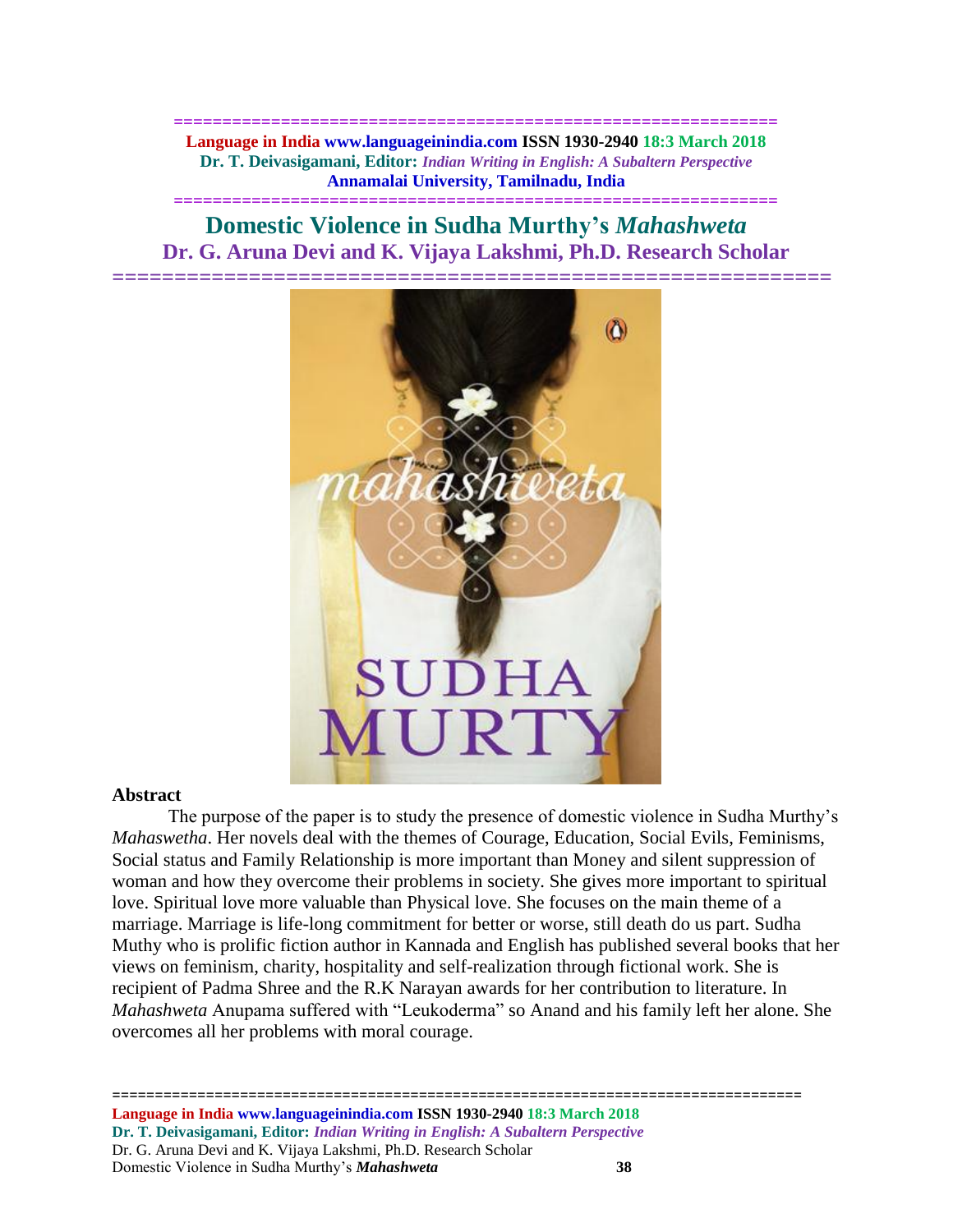# Domestic Violence in Sudha Murthy's *Mahashweta*

## Dr. G. Aruna Devi and K. Vijaya Lakshmi, Ph.D. Research Scholar

**Abstract**

The purpose of the paper is to study the presence of domestic violence in Sudha Murthy's *Mahaswetha*. Her novels deal with the themes of Courage, Education, Social Evils, Feminisms, Social status and Family Relationship is more important than Money and silent suppression of woman and how they overcome their problems in society. She gives more important to spiritual love. Spiritual love more valuable than Physical love. She focuses on the main theme of a marriage. Marriage is life-long commitment for better or worse, still death do us part. Sudha Muthy who is prolific fiction author in Kannada and English has published several books that her views on feminism, charity, hospitality and self-realization through fictional work. She is recipient of Padma Shree and the R.K Narayan awards for her contribution to literature. In *Mahashweta* Anupama suffered with "Leukoderma" so Anand and his family left her alone. She overcomes all her problems with moral courage.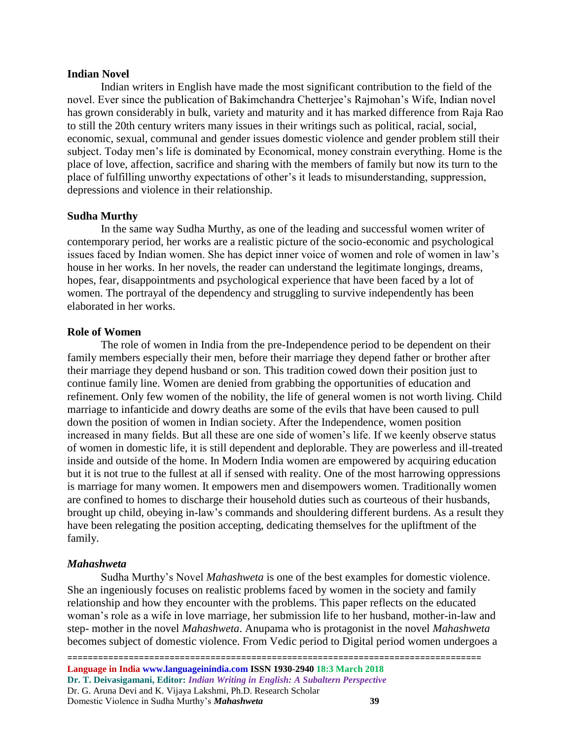### Indian Novel

Indian writers in English have made the most significant contribution to the field of the novel. Ever since the publication of Bakimchandra Chetterjee's Rajmohan's Wife, Indian novel has grown considerably in bulk, variety and maturity and it has marked difference from Raja Rao to still the 20th century writers many issues in their writings such as political, racial, social, economic, sexual, communal and gender issues domestic violence and gender problem still their subject. Today men's life is dominated by Economical, money constrain everything. Home is the place of love, affection, sacrifice and sharing with the members of family but now its turn to the place of fulfilling unworthy expectations of other's it leads to misunderstanding, suppression, depressions and violence in their relationship.

### Sudha Murthy

In the same way Sudha Murthy, as one of the leading and successful women writer of contemporary period, her works are a realistic picture of the socio-economic and psychological issues faced by Indian women. She has depict inner voice of women and role of women in law's house in her works. In her novels, the reader can understand the legitimate longings, dreams, hopes, fear, disappointments and psychological experience that have been faced by a lot of women. The portrayal of the dependency and struggling to survive independently has been elaborated in her works.

### Role of Women

The role of women in India from the pre-Independence period to be dependent on their family members especially their men, before their marriage they depend father or brother after their marriage they depend husband or son. This tradition cowed down their position just to continue family line. Women are denied from grabbing the opportunities of education and refinement. Only few women of the nobility, the life of general women is not worth living. Child marriage to infanticide and dowry deaths are some of the evils that have been caused to pull down the position of women in Indian society. After the Independence, women position increased in many fields. But all these are one side of women's life. If we keenly observe status of women in domestic life, it is still dependent and deplorable. They are powerless and ill-treated inside and outside of the home. In Modern India women are empowered by acquiring education but it is not true to the fullest at all if sensed with reality. One of the most harrowing oppressions is marriage for many women. It empowers men and disempowers women. Traditionally women are confined to homes to discharge their household duties such as courteous of their husbands, brought up child, obeying in-law's commands and shouldering different burdens. As a result they have been relegating the position accepting, dedicating themselves for the upliftment of the family.

### *Mahashweta*

Sudha Murthy's Novel *Mahashweta* is one of the best examples for domestic violence. She an ingeniously focuses on realistic problems faced by women in the society and family relationship and how they encounter with the problems. This paper reflects on the educated woman's role as a wife in love marriage, her submission life to her husband, mother-in-law and step- mother in the novel *Mahashweta*. Anupama who is protagonist in the novel *Mahashweta* becomes subject of domestic violence. From Vedic period to Digital period women undergoes a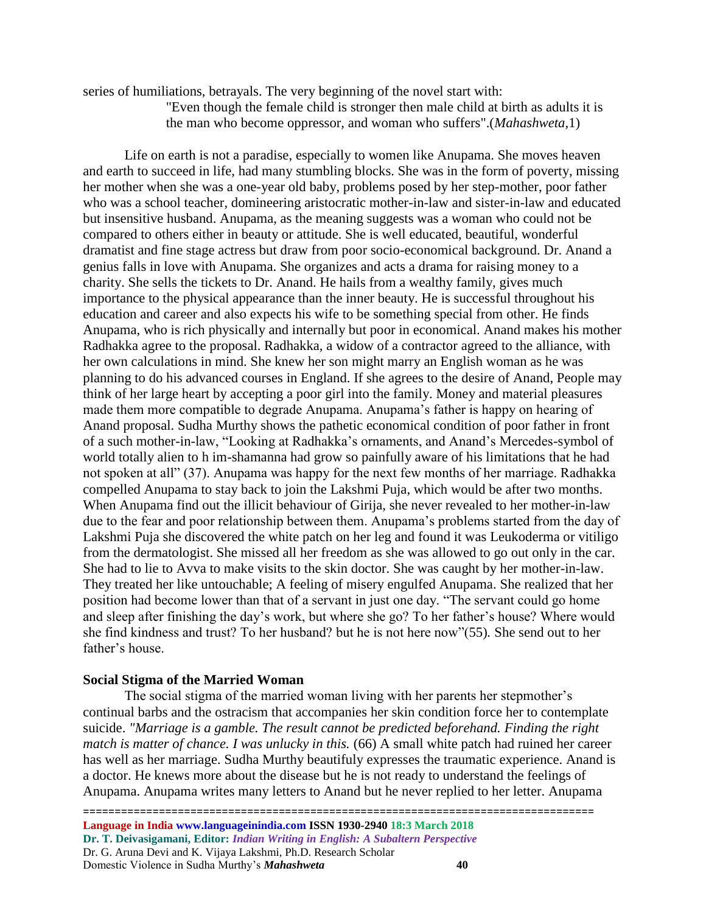series of humiliations, betrayals. The very beginning of the novel start with:

> "Even though the female child is stronger then male child at birth as adults it is the man who become oppressor, and woman who suffers".(*Mahashweta*,1)

Life on earth is not a paradise, especially to women like Anupama. She moves heaven and earth to succeed in life, had many stumbling blocks. She was in the form of poverty, missing her mother when she was a one-year old baby, problems posed by her step-mother, poor father who was a school teacher, domineering aristocratic mother-in-law and sister-in-law and educated but insensitive husband. Anupama, as the meaning suggests was a woman who could not be compared to others either in beauty or attitude. She is well educated, beautiful, wonderful dramatist and fine stage actress but draw from poor socio-economical background. Dr. Anand a genius falls in love with Anupama. She organizes and acts a drama for raising money to a charity. She sells the tickets to Dr. Anand. He hails from a wealthy family, gives much importance to the physical appearance than the inner beauty. He is successful throughout his education and career and also expects his wife to be something special from other. He finds Anupama, who is rich physically and internally but poor in economical. Anand makes his mother Radhakka agree to the proposal. Radhakka, a widow of a contractor agreed to the alliance, with her own calculations in mind. She knew her son might marry an English woman as he was planning to do his advanced courses in England. If she agrees to the desire of Anand, People may think of her large heart by accepting a poor girl into the family. Money and material pleasures made them more compatible to degrade Anupama. Anupama's father is happy on hearing of Anand proposal. Sudha Murthy shows the pathetic economical condition of poor father in front of a such mother-in-law, "Looking at Radhakka's ornaments, and Anand's Mercedes-symbol of world totally alien to h im-shamanna had grow so painfully aware of his limitations that he had not spoken at all" (37). Anupama was happy for the next few months of her marriage. Radhakka compelled Anupama to stay back to join the Lakshmi Puja, which would be after two months. When Anupama find out the illicit behaviour of Girija, she never revealed to her mother-in-law due to the fear and poor relationship between them. Anupama's problems started from the day of Lakshmi Puja she discovered the white patch on her leg and found it was Leukoderma or vitiligo from the dermatologist. She missed all her freedom as she was allowed to go out only in the car. She had to lie to Avva to make visits to the skin doctor. She was caught by her mother-in-law. They treated her like untouchable; A feeling of misery engulfed Anupama. She realized that her position had become lower than that of a servant in just one day. "The servant could go home and sleep after finishing the day's work, but where she go? To her father's house? Where would she find kindness and trust? To her husband? but he is not here now"(55). She send out to her father's house.

## Social Stigma of the Married Woman

The social stigma of the married woman living with her parents her stepmother's continual barbs and the ostracism that accompanies her skin condition force her to contemplate suicide. *"Marriage is a gamble. The result cannot be predicted beforehand. Finding the right match is matter of chance. I was unlucky in this.* (66) A small white patch had ruined her career has well as her marriage. Sudha Murthy beautifuly expresses the traumatic experience. Anand is a doctor. He knews more about the disease but he is not ready to understand the feelings of Anupama. Anupama writes many letters to Anand but he never replied to her letter. Anupama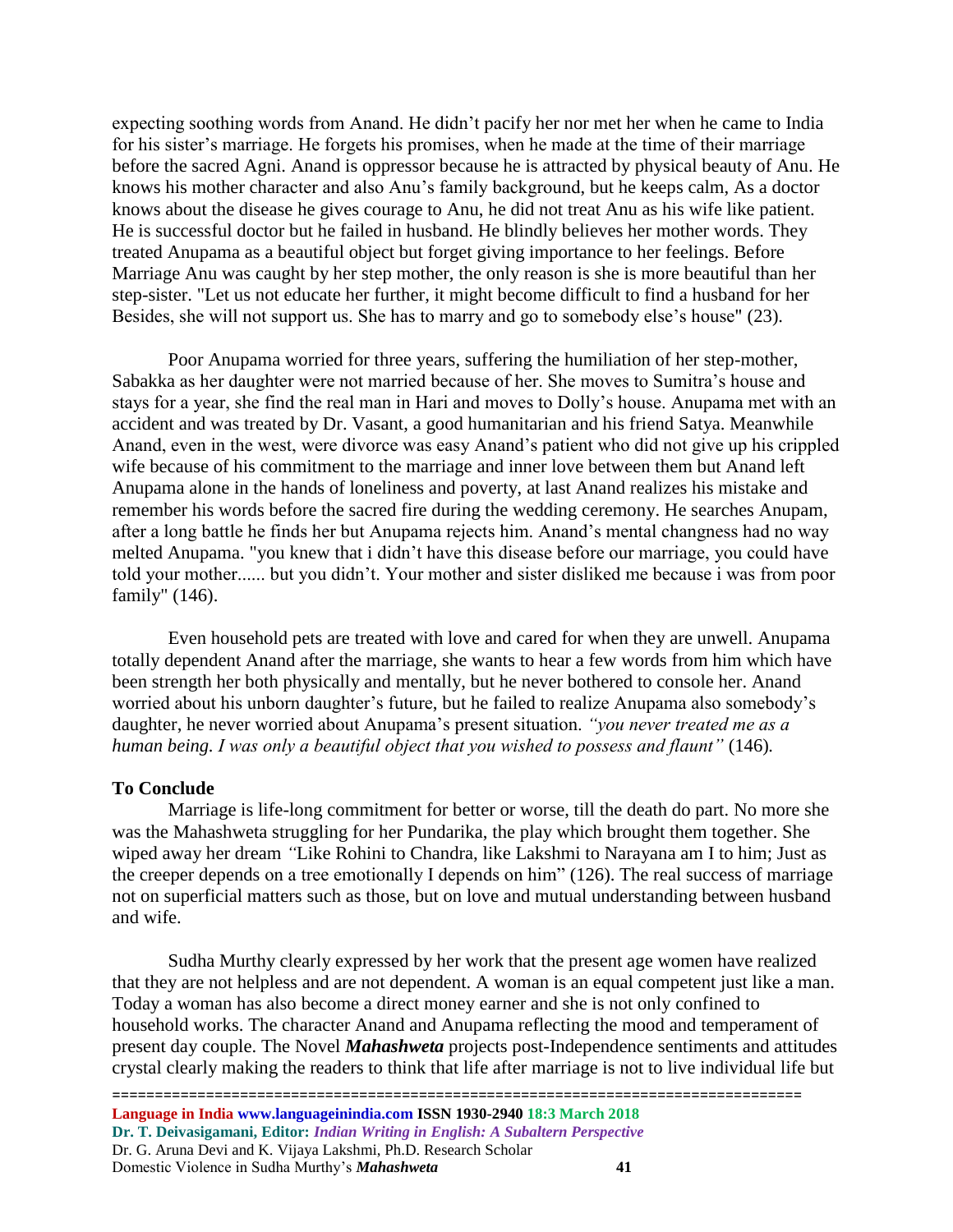expecting soothing words from Anand. He didn't pacify her nor met her when he came to India for his sister's marriage. He forgets his promises, when he made at the time of their marriage before the sacred Agni. Anand is oppressor because he is attracted by physical beauty of Anu. He knows his mother character and also Anu's family background, but he keeps calm, As a doctor knows about the disease he gives courage to Anu, he did not treat Anu as his wife like patient. He is successful doctor but he failed in husband. He blindly believes her mother words. They treated Anupama as a beautiful object but forget giving importance to her feelings. Before Marriage Anu was caught by her step mother, the only reason is she is more beautiful than her step-sister. "Let us not educate her further, it might become difficult to find a husband for her Besides, she will not support us. She has to marry and go to somebody else's house" (23).

Poor Anupama worried for three years, suffering the humiliation of her step-mother, Sabakka as her daughter were not married because of her. She moves to Sumitra's house and stays for a year, she find the real man in Hari and moves to Dolly's house. Anupama met with an accident and was treated by Dr. Vasant, a good humanitarian and his friend Satya. Meanwhile Anand, even in the west, were divorce was easy Anand's patient who did not give up his crippled wife because of his commitment to the marriage and inner love between them but Anand left Anupama alone in the hands of loneliness and poverty, at last Anand realizes his mistake and remember his words before the sacred fire during the wedding ceremony. He searches Anupam, after a long battle he finds her but Anupama rejects him. Anand's mental changness had no way melted Anupama. "you knew that i didn't have this disease before our marriage, you could have told your mother...... but you didn't. Your mother and sister disliked me because i was from poor family" (146).

Even household pets are treated with love and cared for when they are unwell. Anupama totally dependent Anand after the marriage, she wants to hear a few words from him which have been strength her both physically and mentally, but he never bothered to console her. Anand worried about his unborn daughter's future, but he failed to realize Anupama also somebody's daughter, he never worried about Anupama's present situation. *"you never treated me as a human being. I was only a beautiful object that you wished to possess and flaunt"* (146).

**To Conclude**

Marriage is life-long commitment for better or worse, till the death do part. No more she was the Mahashweta struggling for her Pundarika, the play which brought them together. She wiped away her dream *"*Like Rohini to Chandra, like Lakshmi to Narayana am I to him; Just as the creeper depends on a tree emotionally I depends on him" (126). The real success of marriage not on superficial matters such as those, but on love and mutual understanding between husband and wife.

Sudha Murthy clearly expressed by her work that the present age women have realized that they are not helpless and are not dependent. A woman is an equal competent just like a man. Today a woman has also become a direct money earner and she is not only confined to household works. The character Anand and Anupama reflecting the mood and temperament of present day couple. The Novel ***Mahashweta*** projects post-Independence sentiments and attitudes crystal clearly making the readers to think that life after marriage is not to live individual life but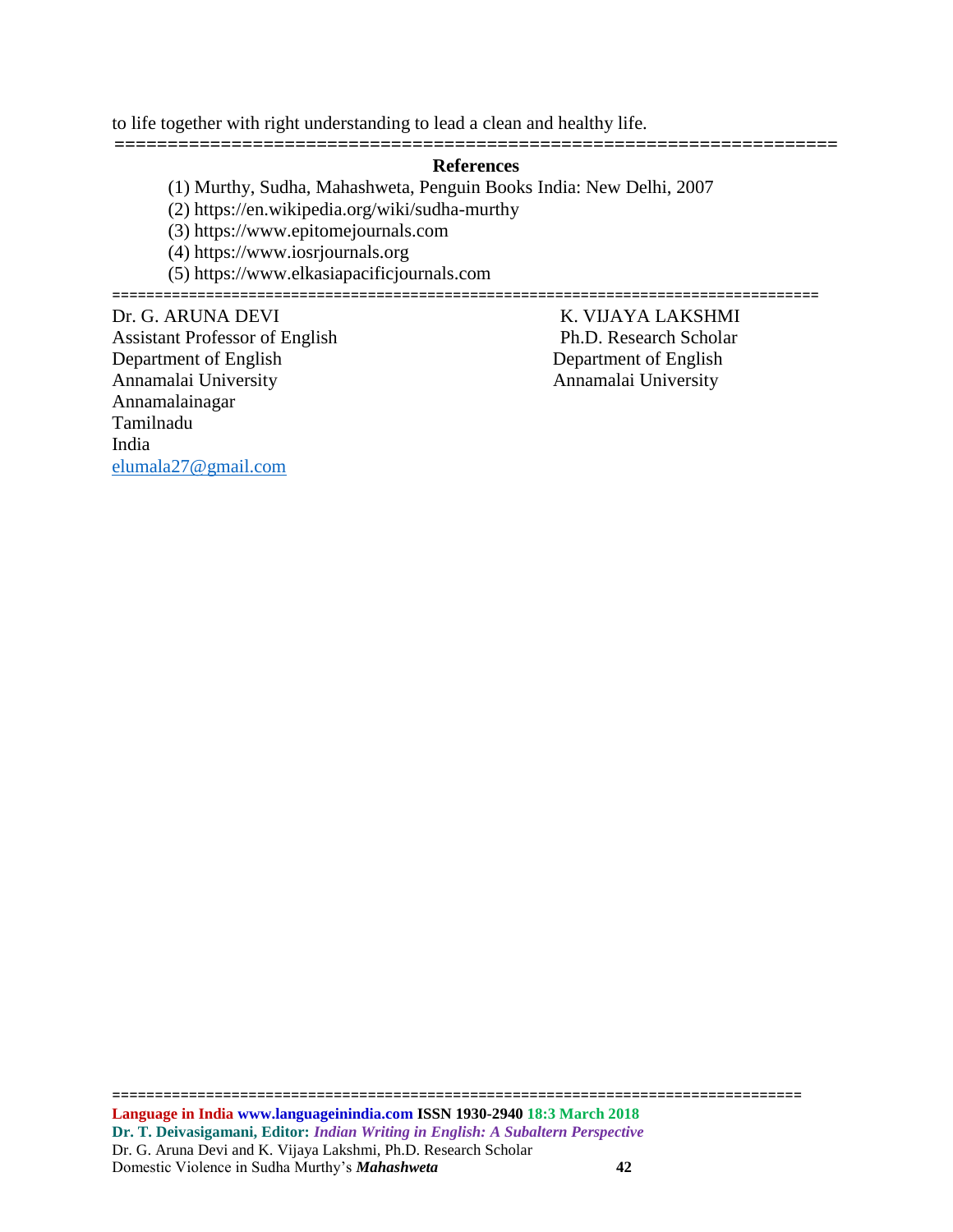to life together with right understanding to lead a clean and healthy life.

## References

(1) Murthy, Sudha, Mahashweta, Penguin Books India: New Delhi, 2007

(2) https://en.wikipedia.org/wiki/sudha-murthy

(3) https://www.epitomejournals.com

(4) https://www.iosrjournals.org

(5) https://www.elkasiapacificjournals.com

Dr. G. ARUNA DEVI
Assistant Professor of English
Department of English
Annamalai University
Annamalainagar
Tamilnadu
India
elumala27@gmail.com

K. VIJAYA LAKSHMI
Ph.D. Research Scholar
Department of English
Annamalai University